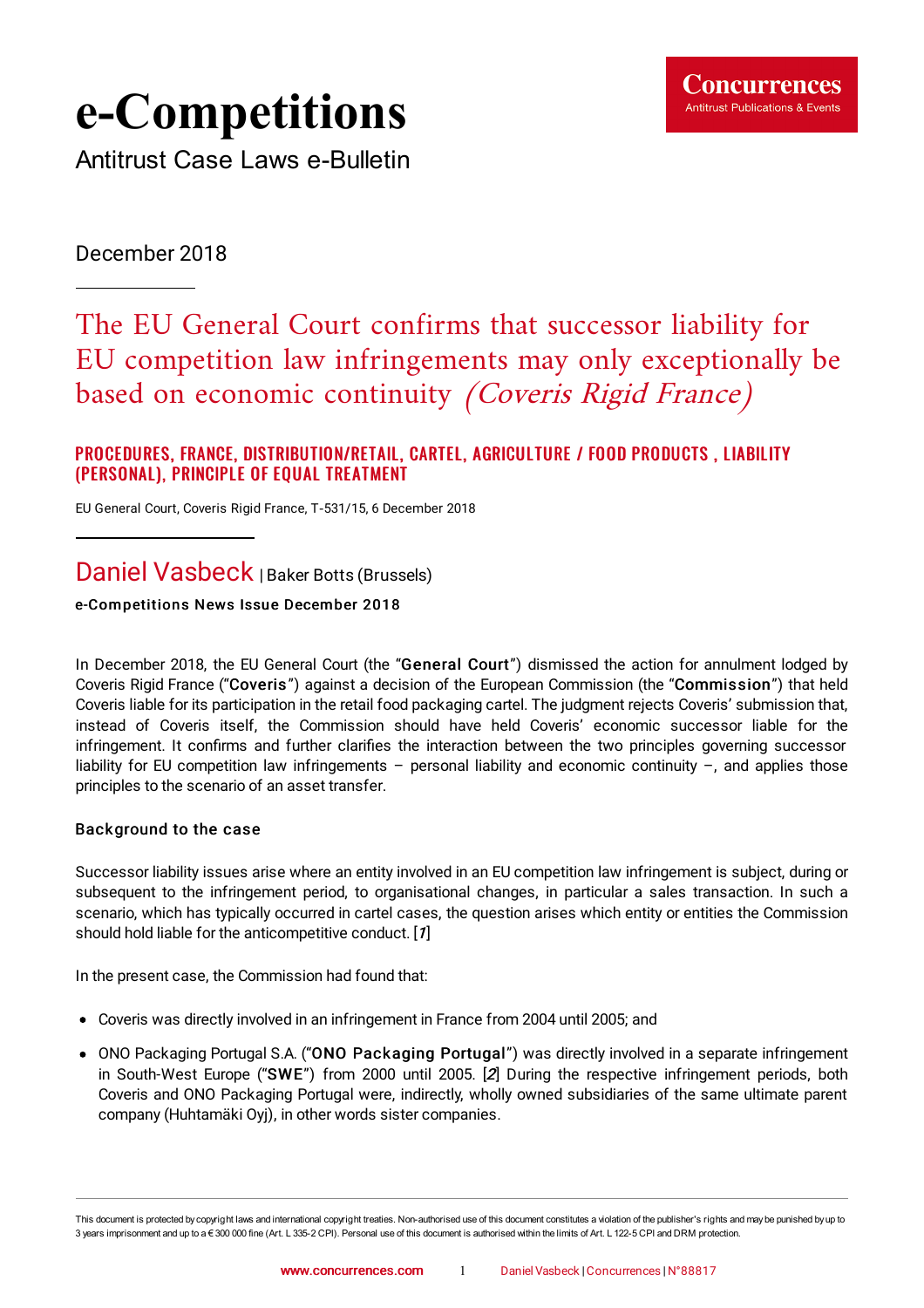# e-Competitions

Antitrust Case Laws e-Bulletin

December 2018

## The EU General Court confirms that successor liability for EU competition law infringements may only exceptionally be based on economic continuity *(Coveris Rigid France)*

**PROCEDURES, FRANCE, DISTRIBUTION/RETAIL, CARTEL, AGRICULTURE / FOOD PRODUCTS , LIABILITY (PERSONAL), PRINCIPLE OF EQUAL TREATMENT**

EU General Court, Coveris Rigid France, T-531/15, 6 December 2018

**Daniel Vasbeck** | Baker Botts (Brussels)

e-Competitions News Issue December 2018

In December 2018, the EU General Court (the "**General Court**") dismissed the action for annulment lodged by Coveris Rigid France ("**Coveris**") against a decision of the European Commission (the "**Commission**") that held Coveris liable for its participation in the retail food packaging cartel. The judgment rejects Coveris' submission that, instead of Coveris itself, the Commission should have held Coveris' economic successor liable for the infringement. It confirms and further clarifies the interaction between the two principles governing successor liability for EU competition law infringements – personal liability and economic continuity –, and applies those principles to the scenario of an asset transfer.

### Background to the case

Successor liability issues arise where an entity involved in an EU competition law infringement is subject, during or subsequent to the infringement period, to organisational changes, in particular a sales transaction. In such a scenario, which has typically occurred in cartel cases, the question arises which entity or entities the Commission should hold liable for the anticompetitive conduct. [*1*]

In the present case, the Commission had found that:

- Coveris was directly involved in an infringement in France from 2004 until 2005; and
- ONO Packaging Portugal S.A. ("**ONO Packaging Portugal**") was directly involved in a separate infringement in South-West Europe ("**SWE**") from 2000 until 2005. [*2*] During the respective infringement periods, both Coveris and ONO Packaging Portugal were, indirectly, wholly owned subsidiaries of the same ultimate parent company (Huhtamäki Oyj), in other words sister companies.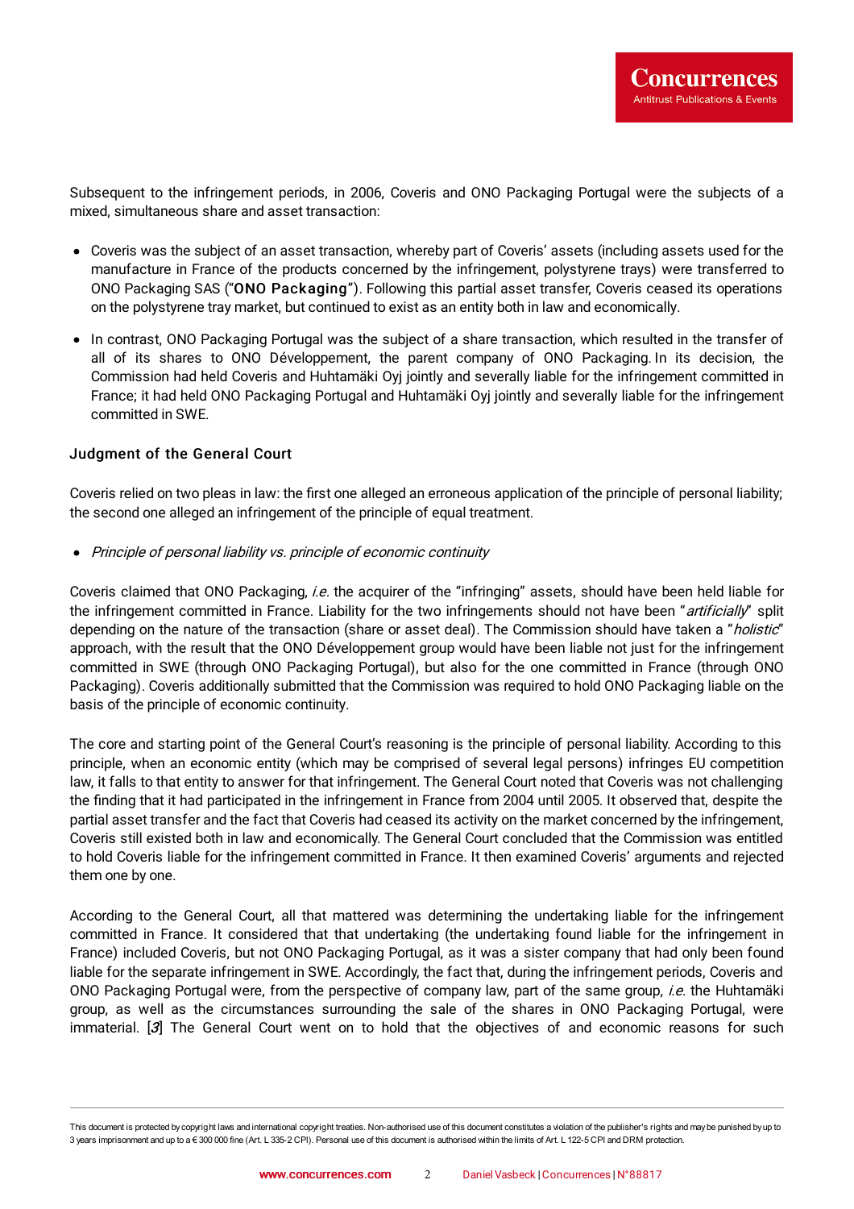Subsequent to the infringement periods, in 2006, Coveris and ONO Packaging Portugal were the subjects of a mixed, simultaneous share and asset transaction:

- Coveris was the subject of an asset transaction, whereby part of Coveris' assets (including assets used for the manufacture in France of the products concerned by the infringement, polystyrene trays) were transferred to ONO Packaging SAS ("**ONO Packaging**"). Following this partial asset transfer, Coveris ceased its operations on the polystyrene tray market, but continued to exist as an entity both in law and economically.
- In contrast, ONO Packaging Portugal was the subject of a share transaction, which resulted in the transfer of all of its shares to ONO Développement, the parent company of ONO Packaging. In its decision, the Commission had held Coveris and Huhtamäki Oyj jointly and severally liable for the infringement committed in France; it had held ONO Packaging Portugal and Huhtamäki Oyj jointly and severally liable for the infringement committed in SWE.

### Judgment of the General Court

Coveris relied on two pleas in law: the first one alleged an erroneous application of the principle of personal liability; the second one alleged an infringement of the principle of equal treatment.

- *Principle of personal liability vs. principle of economic continuity*

Coveris claimed that ONO Packaging, *i.e.* the acquirer of the "infringing" assets, should have been held liable for the infringement committed in France. Liability for the two infringements should not have been "*artificially*" split depending on the nature of the transaction (share or asset deal). The Commission should have taken a "*holistic*" approach, with the result that the ONO Développement group would have been liable not just for the infringement committed in SWE (through ONO Packaging Portugal), but also for the one committed in France (through ONO Packaging). Coveris additionally submitted that the Commission was required to hold ONO Packaging liable on the basis of the principle of economic continuity.

The core and starting point of the General Court's reasoning is the principle of personal liability. According to this principle, when an economic entity (which may be comprised of several legal persons) infringes EU competition law, it falls to that entity to answer for that infringement. The General Court noted that Coveris was not challenging the finding that it had participated in the infringement in France from 2004 until 2005. It observed that, despite the partial asset transfer and the fact that Coveris had ceased its activity on the market concerned by the infringement, Coveris still existed both in law and economically. The General Court concluded that the Commission was entitled to hold Coveris liable for the infringement committed in France. It then examined Coveris' arguments and rejected them one by one.

According to the General Court, all that mattered was determining the undertaking liable for the infringement committed in France. It considered that that undertaking (the undertaking found liable for the infringement in France) included Coveris, but not ONO Packaging Portugal, as it was a sister company that had only been found liable for the separate infringement in SWE. Accordingly, the fact that, during the infringement periods, Coveris and ONO Packaging Portugal were, from the perspective of company law, part of the same group, *i.e.* the Huhtamäki group, as well as the circumstances surrounding the sale of the shares in ONO Packaging Portugal, were immaterial. [*3*] The General Court went on to hold that the objectives of and economic reasons for such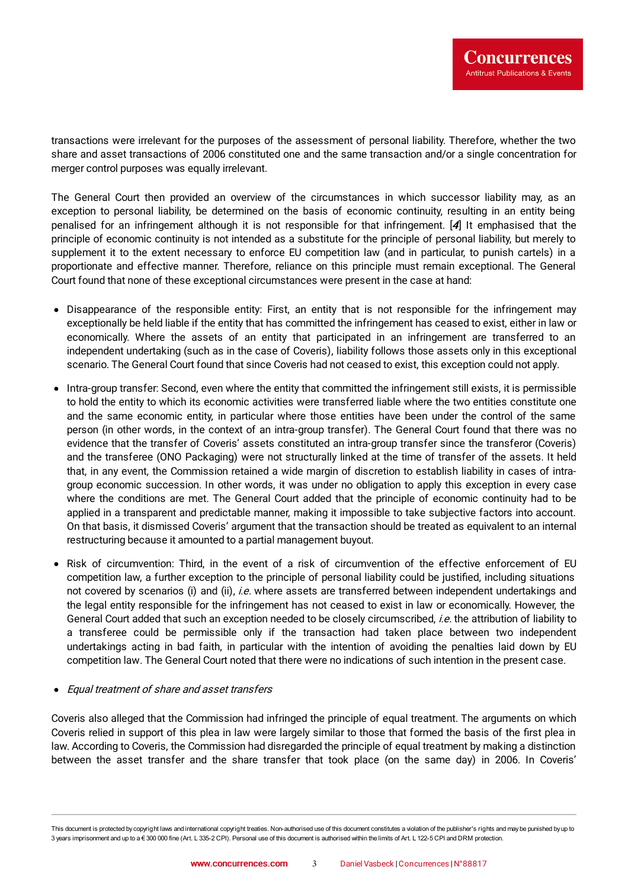transactions were irrelevant for the purposes of the assessment of personal liability. Therefore, whether the two share and asset transactions of 2006 constituted one and the same transaction and/or a single concentration for merger control purposes was equally irrelevant.

The General Court then provided an overview of the circumstances in which successor liability may, as an exception to personal liability, be determined on the basis of economic continuity, resulting in an entity being penalised for an infringement although it is not responsible for that infringement. [**4**] It emphasised that the principle of economic continuity is not intended as a substitute for the principle of personal liability, but merely to supplement it to the extent necessary to enforce EU competition law (and in particular, to punish cartels) in a proportionate and effective manner. Therefore, reliance on this principle must remain exceptional. The General Court found that none of these exceptional circumstances were present in the case at hand:

- Disappearance of the responsible entity: First, an entity that is not responsible for the infringement may exceptionally be held liable if the entity that has committed the infringement has ceased to exist, either in law or economically. Where the assets of an entity that participated in an infringement are transferred to an independent undertaking (such as in the case of Coveris), liability follows those assets only in this exceptional scenario. The General Court found that since Coveris had not ceased to exist, this exception could not apply.
- Intra-group transfer: Second, even where the entity that committed the infringement still exists, it is permissible to hold the entity to which its economic activities were transferred liable where the two entities constitute one and the same economic entity, in particular where those entities have been under the control of the same person (in other words, in the context of an intra-group transfer). The General Court found that there was no evidence that the transfer of Coveris' assets constituted an intra-group transfer since the transferor (Coveris) and the transferee (ONO Packaging) were not structurally linked at the time of transfer of the assets. It held that, in any event, the Commission retained a wide margin of discretion to establish liability in cases of intra-group economic succession. In other words, it was under no obligation to apply this exception in every case where the conditions are met. The General Court added that the principle of economic continuity had to be applied in a transparent and predictable manner, making it impossible to take subjective factors into account. On that basis, it dismissed Coveris' argument that the transaction should be treated as equivalent to an internal restructuring because it amounted to a partial management buyout.
- Risk of circumvention: Third, in the event of a risk of circumvention of the effective enforcement of EU competition law, a further exception to the principle of personal liability could be justified, including situations not covered by scenarios (i) and (ii), *i.e.* where assets are transferred between independent undertakings and the legal entity responsible for the infringement has not ceased to exist in law or economically. However, the General Court added that such an exception needed to be closely circumscribed, *i.e.* the attribution of liability to a transferee could be permissible only if the transaction had taken place between two independent undertakings acting in bad faith, in particular with the intention of avoiding the penalties laid down by EU competition law. The General Court noted that there were no indications of such intention in the present case.
- *Equal treatment of share and asset transfers*

Coveris also alleged that the Commission had infringed the principle of equal treatment. The arguments on which Coveris relied in support of this plea in law were largely similar to those that formed the basis of the first plea in law. According to Coveris, the Commission had disregarded the principle of equal treatment by making a distinction between the asset transfer and the share transfer that took place (on the same day) in 2006. In Coveris'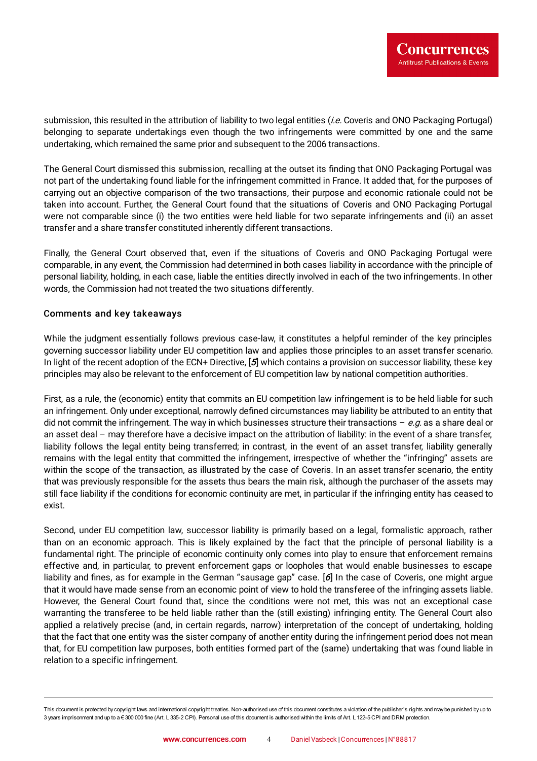submission, this resulted in the attribution of liability to two legal entities (*i.e.* Coveris and ONO Packaging Portugal) belonging to separate undertakings even though the two infringements were committed by one and the same undertaking, which remained the same prior and subsequent to the 2006 transactions.

The General Court dismissed this submission, recalling at the outset its finding that ONO Packaging Portugal was not part of the undertaking found liable for the infringement committed in France. It added that, for the purposes of carrying out an objective comparison of the two transactions, their purpose and economic rationale could not be taken into account. Further, the General Court found that the situations of Coveris and ONO Packaging Portugal were not comparable since (i) the two entities were held liable for two separate infringements and (ii) an asset transfer and a share transfer constituted inherently different transactions.

Finally, the General Court observed that, even if the situations of Coveris and ONO Packaging Portugal were comparable, in any event, the Commission had determined in both cases liability in accordance with the principle of personal liability, holding, in each case, liable the entities directly involved in each of the two infringements. In other words, the Commission had not treated the two situations differently.

### Comments and key takeaways

While the judgment essentially follows previous case-law, it constitutes a helpful reminder of the key principles governing successor liability under EU competition law and applies those principles to an asset transfer scenario. In light of the recent adoption of the ECN+ Directive, [*5*] which contains a provision on successor liability, these key principles may also be relevant to the enforcement of EU competition law by national competition authorities.

First, as a rule, the (economic) entity that commits an EU competition law infringement is to be held liable for such an infringement. Only under exceptional, narrowly defined circumstances may liability be attributed to an entity that did not commit the infringement. The way in which businesses structure their transactions – *e.g.* as a share deal or an asset deal – may therefore have a decisive impact on the attribution of liability: in the event of a share transfer, liability follows the legal entity being transferred; in contrast, in the event of an asset transfer, liability generally remains with the legal entity that committed the infringement, irrespective of whether the "infringing" assets are within the scope of the transaction, as illustrated by the case of Coveris. In an asset transfer scenario, the entity that was previously responsible for the assets thus bears the main risk, although the purchaser of the assets may still face liability if the conditions for economic continuity are met, in particular if the infringing entity has ceased to exist.

Second, under EU competition law, successor liability is primarily based on a legal, formalistic approach, rather than on an economic approach. This is likely explained by the fact that the principle of personal liability is a fundamental right. The principle of economic continuity only comes into play to ensure that enforcement remains effective and, in particular, to prevent enforcement gaps or loopholes that would enable businesses to escape liability and fines, as for example in the German "sausage gap" case. [*6*] In the case of Coveris, one might argue that it would have made sense from an economic point of view to hold the transferee of the infringing assets liable. However, the General Court found that, since the conditions were not met, this was not an exceptional case warranting the transferee to be held liable rather than the (still existing) infringing entity. The General Court also applied a relatively precise (and, in certain regards, narrow) interpretation of the concept of undertaking, holding that the fact that one entity was the sister company of another entity during the infringement period does not mean that, for EU competition law purposes, both entities formed part of the (same) undertaking that was found liable in relation to a specific infringement.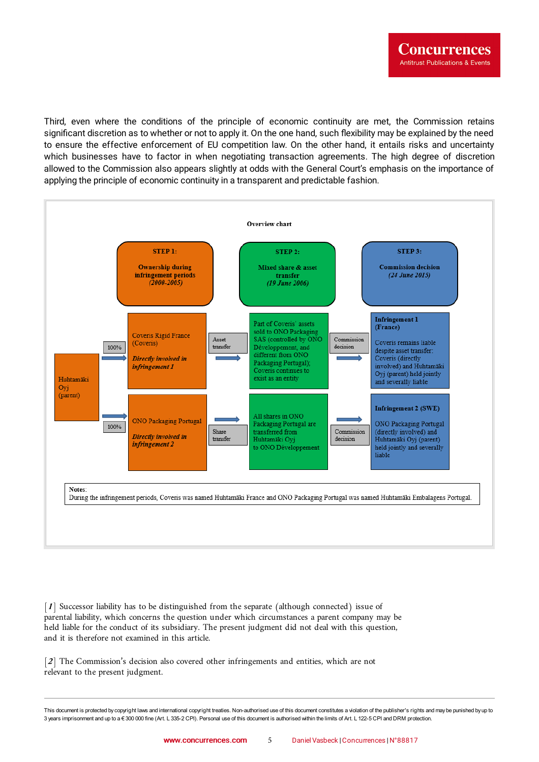Third, even where the conditions of the principle of economic continuity are met, the Commission retains significant discretion as to whether or not to apply it. On the one hand, such flexibility may be explained by the need to ensure the effective enforcement of EU competition law. On the other hand, it entails risks and uncertainty which businesses have to factor in when negotiating transaction agreements. The high degree of discretion allowed to the Commission also appears slightly at odds with the General Court's emphasis on the importance of applying the principle of economic continuity in a transparent and predictable fashion.

**Overview chart**

| | | STEP 1: Ownership during infringement periods *(2000-2005)* | | STEP 2: Mixed share & asset transfer *(19 June 2006)* | | STEP 3: Commission decision *(24 June 2015)* |
|---|---|---|---|---|---|---|
| Huhtamäki Oyj (parent) | 100% → | Coveris Rigid France (Coveris) *Directly involved in infringement 1* | Asset transfer → | Part of Coveris' assets sold to ONO Packaging SAS (controlled by ONO Développement, and different from ONO Packaging Portugal); Coveris continues to exist as an entity | Commission decision → | **Infringement 1 (France)** Coveris remains liable despite asset transfer: Coveris (directly involved) and Huhtamäki Oyj (parent) held jointly and severally liable |
| | 100% → | ONO Packaging Portugal *Directly involved in infringement 2* | Share transfer → | All shares in ONO Packaging Portugal are transferred from Huhtamäki Oyj to ONO Développement | Commission decision → | **Infringement 2 (SWE)** ONO Packaging Portugal (directly involved) and Huhtamäki Oyj (parent) held jointly and severally liable |

**Notes**: During the infringement periods, Coveris was named Huhtamäki France and ONO Packaging Portugal was named Huhtamäki Embalagens Portugal.

[1] Successor liability has to be distinguished from the separate (although connected) issue of parental liability, which concerns the question under which circumstances a parent company may be held liable for the conduct of its subsidiary. The present judgment did not deal with this question, and it is therefore not examined in this article.

[2] The Commission's decision also covered other infringements and entities, which are not relevant to the present judgment.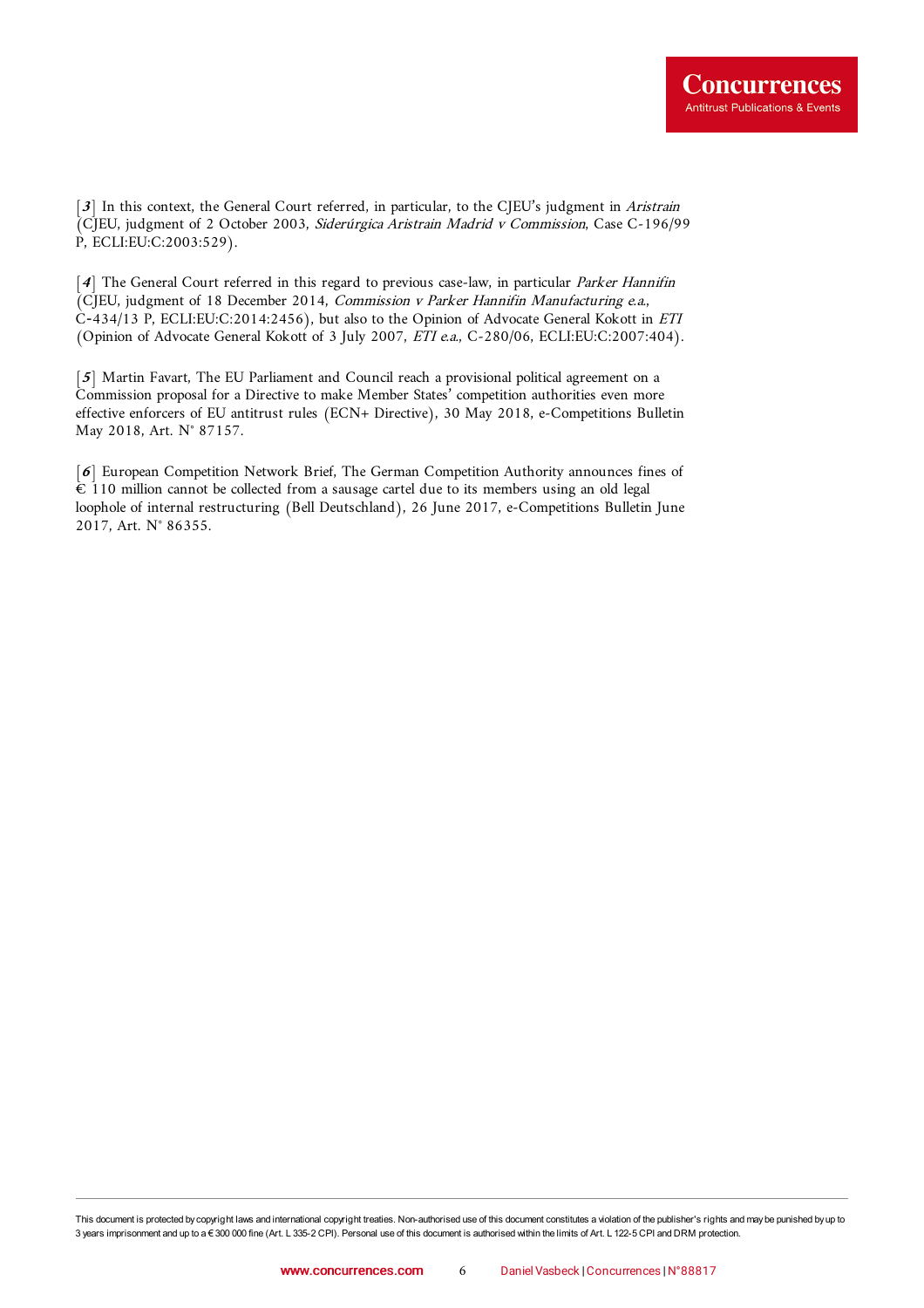[***3***] In this context, the General Court referred, in particular, to the CJEU's judgment in *Aristrain* (CJEU, judgment of 2 October 2003, *Siderúrgica Aristrain Madrid v Commission*, Case C-196/99 P, ECLI:EU:C:2003:529).

[***4***] The General Court referred in this regard to previous case-law, in particular *Parker Hannifin* (CJEU, judgment of 18 December 2014, *Commission v Parker Hannifin Manufacturing e.a.*, C-434/13 P, ECLI:EU:C:2014:2456), but also to the Opinion of Advocate General Kokott in *ETI* (Opinion of Advocate General Kokott of 3 July 2007, *ETI e.a.*, C-280/06, ECLI:EU:C:2007:404).

[***5***] Martin Favart, The EU Parliament and Council reach a provisional political agreement on a Commission proposal for a Directive to make Member States' competition authorities even more effective enforcers of EU antitrust rules (ECN+ Directive), 30 May 2018, e-Competitions Bulletin May 2018, Art. N° 87157.

[***6***] European Competition Network Brief, The German Competition Authority announces fines of € 110 million cannot be collected from a sausage cartel due to its members using an old legal loophole of internal restructuring (Bell Deutschland), 26 June 2017, e-Competitions Bulletin June 2017, Art. N° 86355.